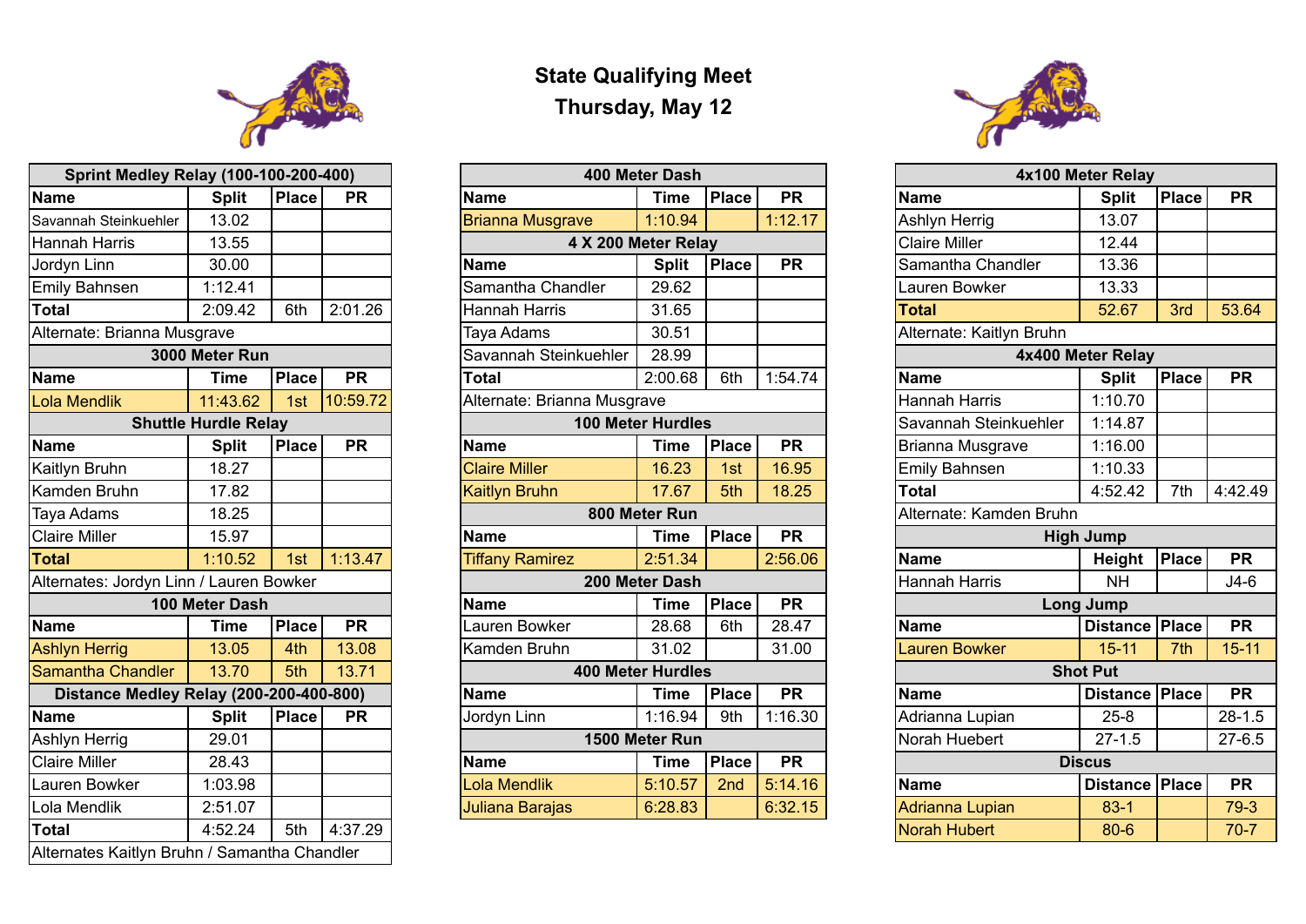# State Qualifying Meet

## Thursday, May 12

| Sprint Medley Relay (100-100-200-400) | | | |
|---|---|---|---|
| **Name** | **Split** | **Place** | **PR** |
| Savannah Steinkuehler | 13.02 | | |
| Hannah Harris | 13.55 | | |
| Jordyn Linn | 30.00 | | |
| Emily Bahnsen | 1:12.41 | | |
| **Total** | 2:09.42 | 6th | 2:01.26 |
| Alternate: Brianna Musgrave | | | |

| 3000 Meter Run | | | |
|---|---|---|---|
| **Name** | **Time** | **Place** | **PR** |
| Lola Mendlik | 11:43.62 | 1st | 10:59.72 |

| Shuttle Hurdle Relay | | | |
|---|---|---|---|
| **Name** | **Split** | **Place** | **PR** |
| Kaitlyn Bruhn | 18.27 | | |
| Kamden Bruhn | 17.82 | | |
| Taya Adams | 18.25 | | |
| Claire Miller | 15.97 | | |
| **Total** | 1:10.52 | 1st | 1:13.47 |
| Alternates: Jordyn Linn / Lauren Bowker | | | |

| 100 Meter Dash | | | |
|---|---|---|---|
| **Name** | **Time** | **Place** | **PR** |
| Ashlyn Herrig | 13.05 | 4th | 13.08 |
| Samantha Chandler | 13.70 | 5th | 13.71 |

| Distance Medley Relay (200-200-400-800) | | | |
|---|---|---|---|
| **Name** | **Split** | **Place** | **PR** |
| Ashlyn Herrig | 29.01 | | |
| Claire Miller | 28.43 | | |
| Lauren Bowker | 1:03.98 | | |
| Lola Mendlik | 2:51.07 | | |
| **Total** | 4:52.24 | 5th | 4:37.29 |
| Alternates Kaitlyn Bruhn / Samantha Chandler | | | |

| 400 Meter Dash | | | |
|---|---|---|---|
| **Name** | **Time** | **Place** | **PR** |
| Brianna Musgrave | 1:10.94 | | 1:12.17 |

| 4 X 200 Meter Relay | | | |
|---|---|---|---|
| **Name** | **Split** | **Place** | **PR** |
| Samantha Chandler | 29.62 | | |
| Hannah Harris | 31.65 | | |
| Taya Adams | 30.51 | | |
| Savannah Steinkuehler | 28.99 | | |
| **Total** | 2:00.68 | 6th | 1:54.74 |
| Alternate: Brianna Musgrave | | | |

| 100 Meter Hurdles | | | |
|---|---|---|---|
| **Name** | **Time** | **Place** | **PR** |
| Claire Miller | 16.23 | 1st | 16.95 |
| Kaitlyn Bruhn | 17.67 | 5th | 18.25 |

| 800 Meter Run | | | |
|---|---|---|---|
| **Name** | **Time** | **Place** | **PR** |
| Tiffany Ramirez | 2:51.34 | | 2:56.06 |

| 200 Meter Dash | | | |
|---|---|---|---|
| **Name** | **Time** | **Place** | **PR** |
| Lauren Bowker | 28.68 | 6th | 28.47 |
| Kamden Bruhn | 31.02 | | 31.00 |

| 400 Meter Hurdles | | | |
|---|---|---|---|
| **Name** | **Time** | **Place** | **PR** |
| Jordyn Linn | 1:16.94 | 9th | 1:16.30 |

| 1500 Meter Run | | | |
|---|---|---|---|
| **Name** | **Time** | **Place** | **PR** |
| Lola Mendlik | 5:10.57 | 2nd | 5:14.16 |
| Juliana Barajas | 6:28.83 | | 6:32.15 |

| 4x100 Meter Relay | | | |
|---|---|---|---|
| **Name** | **Split** | **Place** | **PR** |
| Ashlyn Herrig | 13.07 | | |
| Claire Miller | 12.44 | | |
| Samantha Chandler | 13.36 | | |
| Lauren Bowker | 13.33 | | |
| **Total** | 52.67 | 3rd | 53.64 |
| Alternate: Kaitlyn Bruhn | | | |

| 4x400 Meter Relay | | | |
|---|---|---|---|
| **Name** | **Split** | **Place** | **PR** |
| Hannah Harris | 1:10.70 | | |
| Savannah Steinkuehler | 1:14.87 | | |
| Brianna Musgrave | 1:16.00 | | |
| Emily Bahnsen | 1:10.33 | | |
| **Total** | 4:52.42 | 7th | 4:42.49 |
| Alternate: Kamden Bruhn | | | |

| High Jump | | | |
|---|---|---|---|
| **Name** | **Height** | **Place** | **PR** |
| Hannah Harris | NH | | J4-6 |

| Long Jump | | | |
|---|---|---|---|
| **Name** | **Distance** | **Place** | **PR** |
| Lauren Bowker | 15-11 | 7th | 15-11 |

| Shot Put | | | |
|---|---|---|---|
| **Name** | **Distance** | **Place** | **PR** |
| Adrianna Lupian | 25-8 | | 28-1.5 |
| Norah Huebert | 27-1.5 | | 27-6.5 |

| Discus | | | |
|---|---|---|---|
| **Name** | **Distance** | **Place** | **PR** |
| Adrianna Lupian | 83-1 | | 79-3 |
| Norah Hubert | 80-6 | | 70-7 |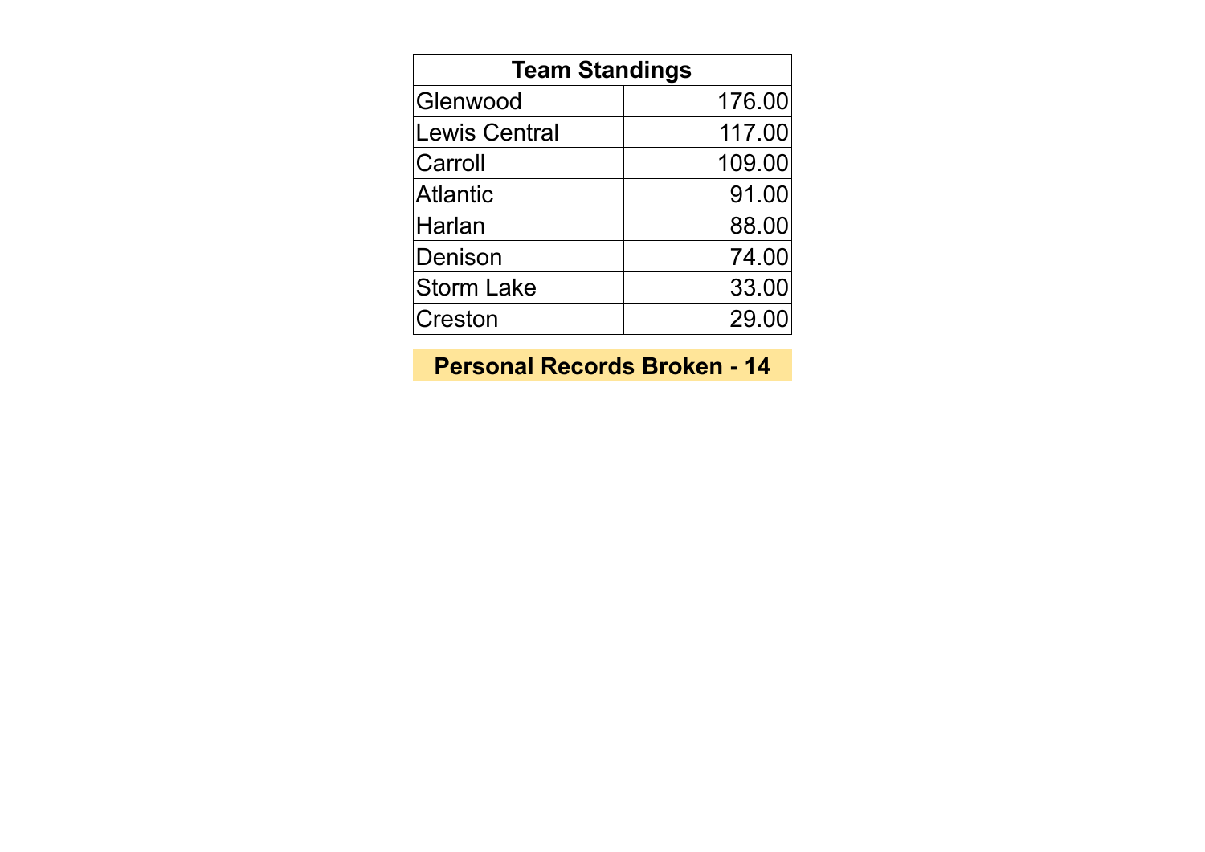| Team Standings | |
|---|---|
| Glenwood | 176.00 |
| Lewis Central | 117.00 |
| Carroll | 109.00 |
| Atlantic | 91.00 |
| Harlan | 88.00 |
| Denison | 74.00 |
| Storm Lake | 33.00 |
| Creston | 29.00 |

**Personal Records Broken - 14**